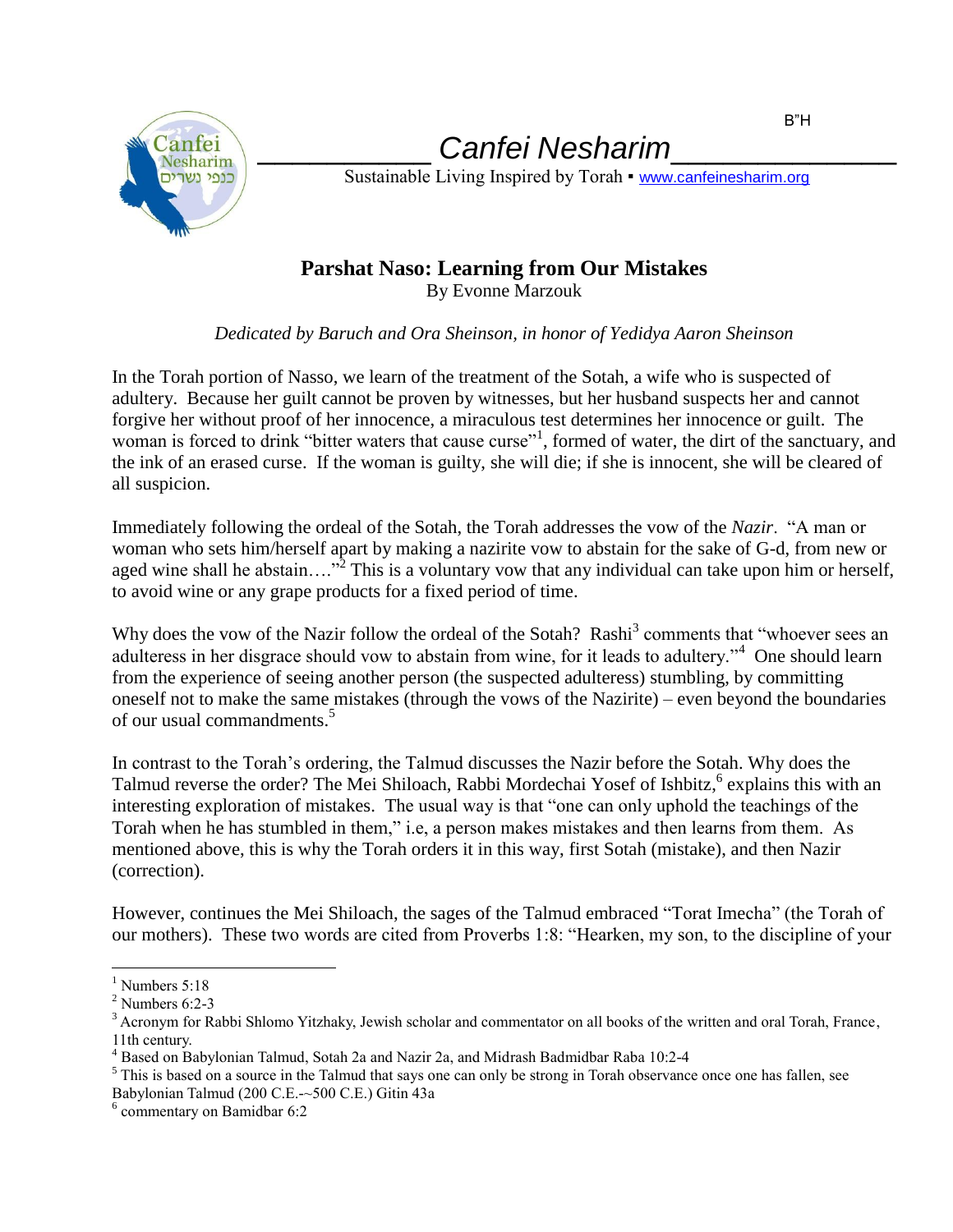B"H

# Canfei Nesharim

Sustainable Living Inspired by Torah ▪ www.canfeinesharim.org

## Parshat Naso: Learning from Our Mistakes

By Evonne Marzouk

*Dedicated by Baruch and Ora Sheinson, in honor of Yedidya Aaron Sheinson*

In the Torah portion of Nasso, we learn of the treatment of the Sotah, a wife who is suspected of adultery. Because her guilt cannot be proven by witnesses, but her husband suspects her and cannot forgive her without proof of her innocence, a miraculous test determines her innocence or guilt. The woman is forced to drink "bitter waters that cause curse"[1], formed of water, the dirt of the sanctuary, and the ink of an erased curse. If the woman is guilty, she will die; if she is innocent, she will be cleared of all suspicion.

Immediately following the ordeal of the Sotah, the Torah addresses the vow of the *Nazir*. "A man or woman who sets him/herself apart by making a nazirite vow to abstain for the sake of G-d, from new or aged wine shall he abstain…."[2] This is a voluntary vow that any individual can take upon him or herself, to avoid wine or any grape products for a fixed period of time.

Why does the vow of the Nazir follow the ordeal of the Sotah? Rashi[3] comments that "whoever sees an adulteress in her disgrace should vow to abstain from wine, for it leads to adultery."[4] One should learn from the experience of seeing another person (the suspected adulteress) stumbling, by committing oneself not to make the same mistakes (through the vows of the Nazirite) – even beyond the boundaries of our usual commandments.[5]

In contrast to the Torah's ordering, the Talmud discusses the Nazir before the Sotah. Why does the Talmud reverse the order? The Mei Shiloach, Rabbi Mordechai Yosef of Ishbitz,[6] explains this with an interesting exploration of mistakes. The usual way is that "one can only uphold the teachings of the Torah when he has stumbled in them," i.e, a person makes mistakes and then learns from them. As mentioned above, this is why the Torah orders it in this way, first Sotah (mistake), and then Nazir (correction).

However, continues the Mei Shiloach, the sages of the Talmud embraced "Torat Imecha" (the Torah of our mothers). These two words are cited from Proverbs 1:8: "Hearken, my son, to the discipline of your

---

[1] Numbers 5:18

[2] Numbers 6:2-3

[3] Acronym for Rabbi Shlomo Yitzhaky, Jewish scholar and commentator on all books of the written and oral Torah, France, 11th century.

[4] Based on Babylonian Talmud, Sotah 2a and Nazir 2a, and Midrash Badmidbar Raba 10:2-4

[5] This is based on a source in the Talmud that says one can only be strong in Torah observance once one has fallen, see Babylonian Talmud (200 C.E.-~500 C.E.) Gitin 43a

[6] commentary on Bamidbar 6:2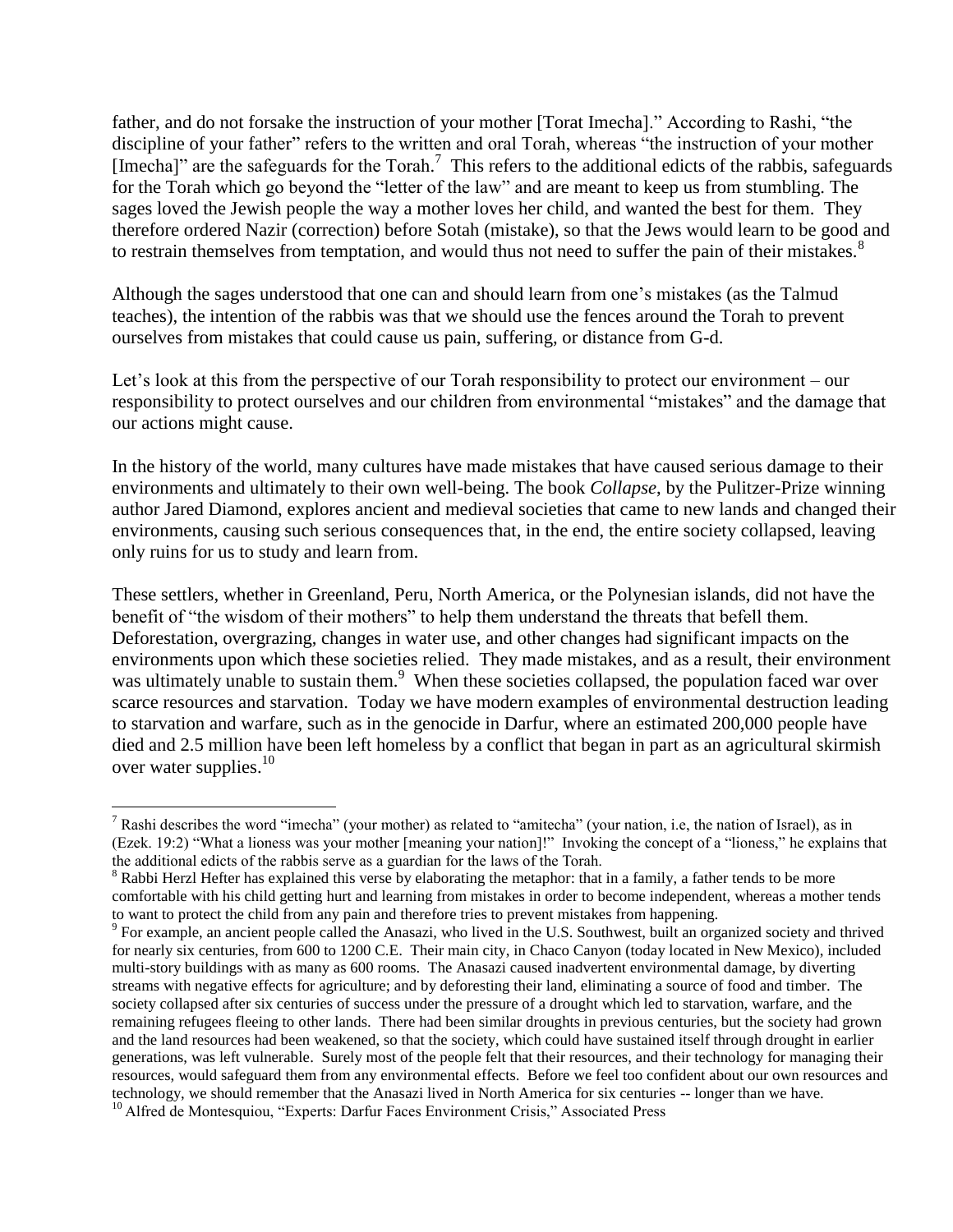father, and do not forsake the instruction of your mother [Torat Imecha]." According to Rashi, "the discipline of your father" refers to the written and oral Torah, whereas "the instruction of your mother [Imecha]" are the safeguards for the Torah.[7] This refers to the additional edicts of the rabbis, safeguards for the Torah which go beyond the "letter of the law" and are meant to keep us from stumbling. The sages loved the Jewish people the way a mother loves her child, and wanted the best for them. They therefore ordered Nazir (correction) before Sotah (mistake), so that the Jews would learn to be good and to restrain themselves from temptation, and would thus not need to suffer the pain of their mistakes.[8]

Although the sages understood that one can and should learn from one's mistakes (as the Talmud teaches), the intention of the rabbis was that we should use the fences around the Torah to prevent ourselves from mistakes that could cause us pain, suffering, or distance from G-d.

Let's look at this from the perspective of our Torah responsibility to protect our environment – our responsibility to protect ourselves and our children from environmental "mistakes" and the damage that our actions might cause.

In the history of the world, many cultures have made mistakes that have caused serious damage to their environments and ultimately to their own well-being. The book *Collapse*, by the Pulitzer-Prize winning author Jared Diamond, explores ancient and medieval societies that came to new lands and changed their environments, causing such serious consequences that, in the end, the entire society collapsed, leaving only ruins for us to study and learn from.

These settlers, whether in Greenland, Peru, North America, or the Polynesian islands, did not have the benefit of "the wisdom of their mothers" to help them understand the threats that befell them. Deforestation, overgrazing, changes in water use, and other changes had significant impacts on the environments upon which these societies relied. They made mistakes, and as a result, their environment was ultimately unable to sustain them.[9] When these societies collapsed, the population faced war over scarce resources and starvation. Today we have modern examples of environmental destruction leading to starvation and warfare, such as in the genocide in Darfur, where an estimated 200,000 people have died and 2.5 million have been left homeless by a conflict that began in part as an agricultural skirmish over water supplies.[10]

---

[7] Rashi describes the word "imecha" (your mother) as related to "amitecha" (your nation, i.e, the nation of Israel), as in (Ezek. 19:2) "What a lioness was your mother [meaning your nation]!" Invoking the concept of a "lioness," he explains that the additional edicts of the rabbis serve as a guardian for the laws of the Torah.

[8] Rabbi Herzl Hefter has explained this verse by elaborating the metaphor: that in a family, a father tends to be more comfortable with his child getting hurt and learning from mistakes in order to become independent, whereas a mother tends to want to protect the child from any pain and therefore tries to prevent mistakes from happening.

[9] For example, an ancient people called the Anasazi, who lived in the U.S. Southwest, built an organized society and thrived for nearly six centuries, from 600 to 1200 C.E. Their main city, in Chaco Canyon (today located in New Mexico), included multi-story buildings with as many as 600 rooms. The Anasazi caused inadvertent environmental damage, by diverting streams with negative effects for agriculture; and by deforesting their land, eliminating a source of food and timber. The society collapsed after six centuries of success under the pressure of a drought which led to starvation, warfare, and the remaining refugees fleeing to other lands. There had been similar droughts in previous centuries, but the society had grown and the land resources had been weakened, so that the society, which could have sustained itself through drought in earlier generations, was left vulnerable. Surely most of the people felt that their resources, and their technology for managing their resources, would safeguard them from any environmental effects. Before we feel too confident about our own resources and technology, we should remember that the Anasazi lived in North America for six centuries -- longer than we have.

[10] Alfred de Montesquiou, "Experts: Darfur Faces Environment Crisis," Associated Press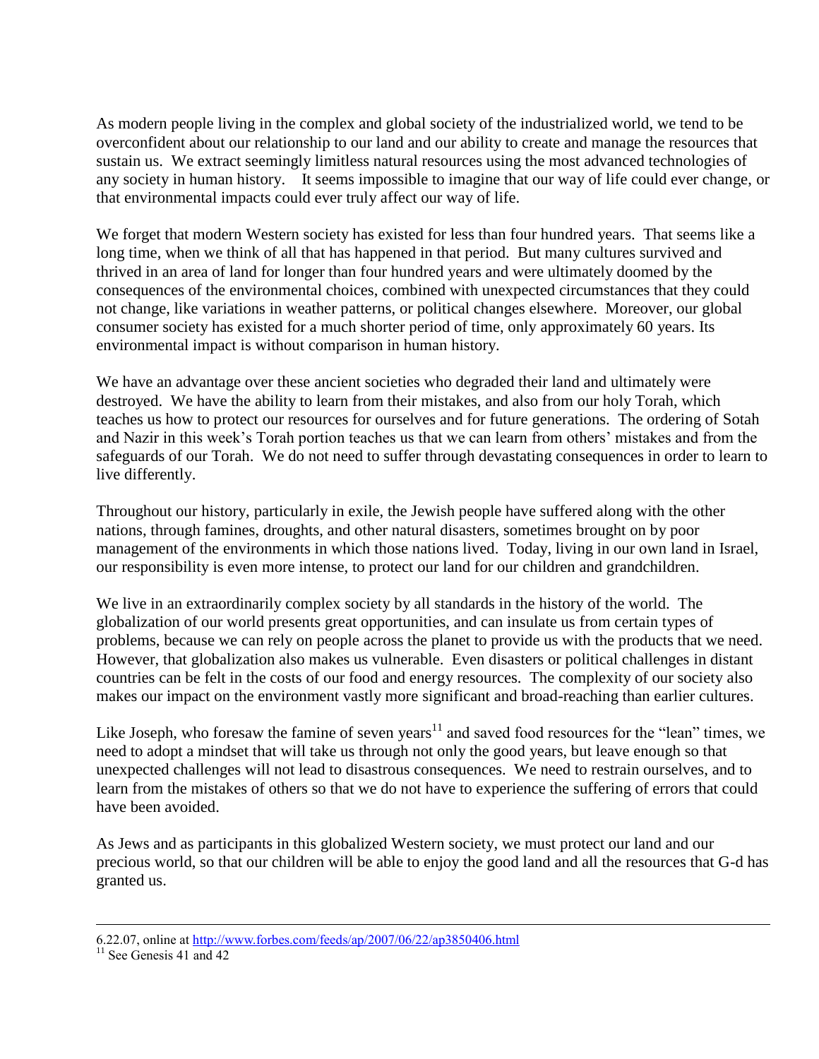As modern people living in the complex and global society of the industrialized world, we tend to be overconfident about our relationship to our land and our ability to create and manage the resources that sustain us. We extract seemingly limitless natural resources using the most advanced technologies of any society in human history. It seems impossible to imagine that our way of life could ever change, or that environmental impacts could ever truly affect our way of life.

We forget that modern Western society has existed for less than four hundred years. That seems like a long time, when we think of all that has happened in that period. But many cultures survived and thrived in an area of land for longer than four hundred years and were ultimately doomed by the consequences of the environmental choices, combined with unexpected circumstances that they could not change, like variations in weather patterns, or political changes elsewhere. Moreover, our global consumer society has existed for a much shorter period of time, only approximately 60 years. Its environmental impact is without comparison in human history.

We have an advantage over these ancient societies who degraded their land and ultimately were destroyed. We have the ability to learn from their mistakes, and also from our holy Torah, which teaches us how to protect our resources for ourselves and for future generations. The ordering of Sotah and Nazir in this week's Torah portion teaches us that we can learn from others' mistakes and from the safeguards of our Torah. We do not need to suffer through devastating consequences in order to learn to live differently.

Throughout our history, particularly in exile, the Jewish people have suffered along with the other nations, through famines, droughts, and other natural disasters, sometimes brought on by poor management of the environments in which those nations lived. Today, living in our own land in Israel, our responsibility is even more intense, to protect our land for our children and grandchildren.

We live in an extraordinarily complex society by all standards in the history of the world. The globalization of our world presents great opportunities, and can insulate us from certain types of problems, because we can rely on people across the planet to provide us with the products that we need. However, that globalization also makes us vulnerable. Even disasters or political challenges in distant countries can be felt in the costs of our food and energy resources. The complexity of our society also makes our impact on the environment vastly more significant and broad-reaching than earlier cultures.

Like Joseph, who foresaw the famine of seven years[11] and saved food resources for the "lean" times, we need to adopt a mindset that will take us through not only the good years, but leave enough so that unexpected challenges will not lead to disastrous consequences. We need to restrain ourselves, and to learn from the mistakes of others so that we do not have to experience the suffering of errors that could have been avoided.

As Jews and as participants in this globalized Western society, we must protect our land and our precious world, so that our children will be able to enjoy the good land and all the resources that G-d has granted us.

---

6.22.07, online at http://www.forbes.com/feeds/ap/2007/06/22/ap3850406.html

[11] See Genesis 41 and 42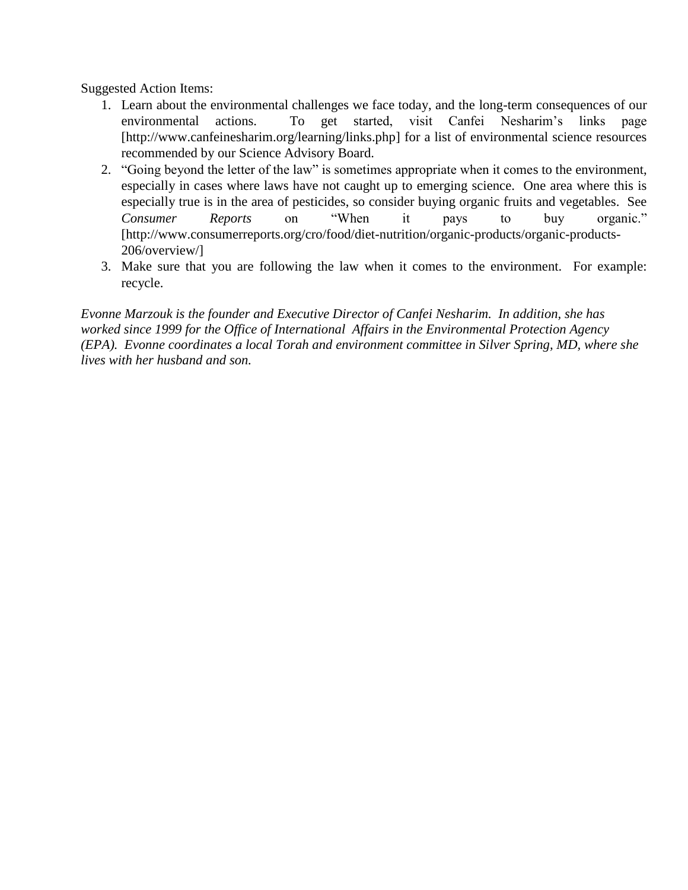Suggested Action Items:

1. Learn about the environmental challenges we face today, and the long-term consequences of our environmental actions. To get started, visit Canfei Nesharim's links page [http://www.canfeinesharim.org/learning/links.php] for a list of environmental science resources recommended by our Science Advisory Board.
2. "Going beyond the letter of the law" is sometimes appropriate when it comes to the environment, especially in cases where laws have not caught up to emerging science. One area where this is especially true is in the area of pesticides, so consider buying organic fruits and vegetables. See *Consumer Reports* on "When it pays to buy organic." [http://www.consumerreports.org/cro/food/diet-nutrition/organic-products/organic-products-206/overview/]
3. Make sure that you are following the law when it comes to the environment. For example: recycle.

*Evonne Marzouk is the founder and Executive Director of Canfei Nesharim. In addition, she has worked since 1999 for the Office of International Affairs in the Environmental Protection Agency (EPA). Evonne coordinates a local Torah and environment committee in Silver Spring, MD, where she lives with her husband and son.*